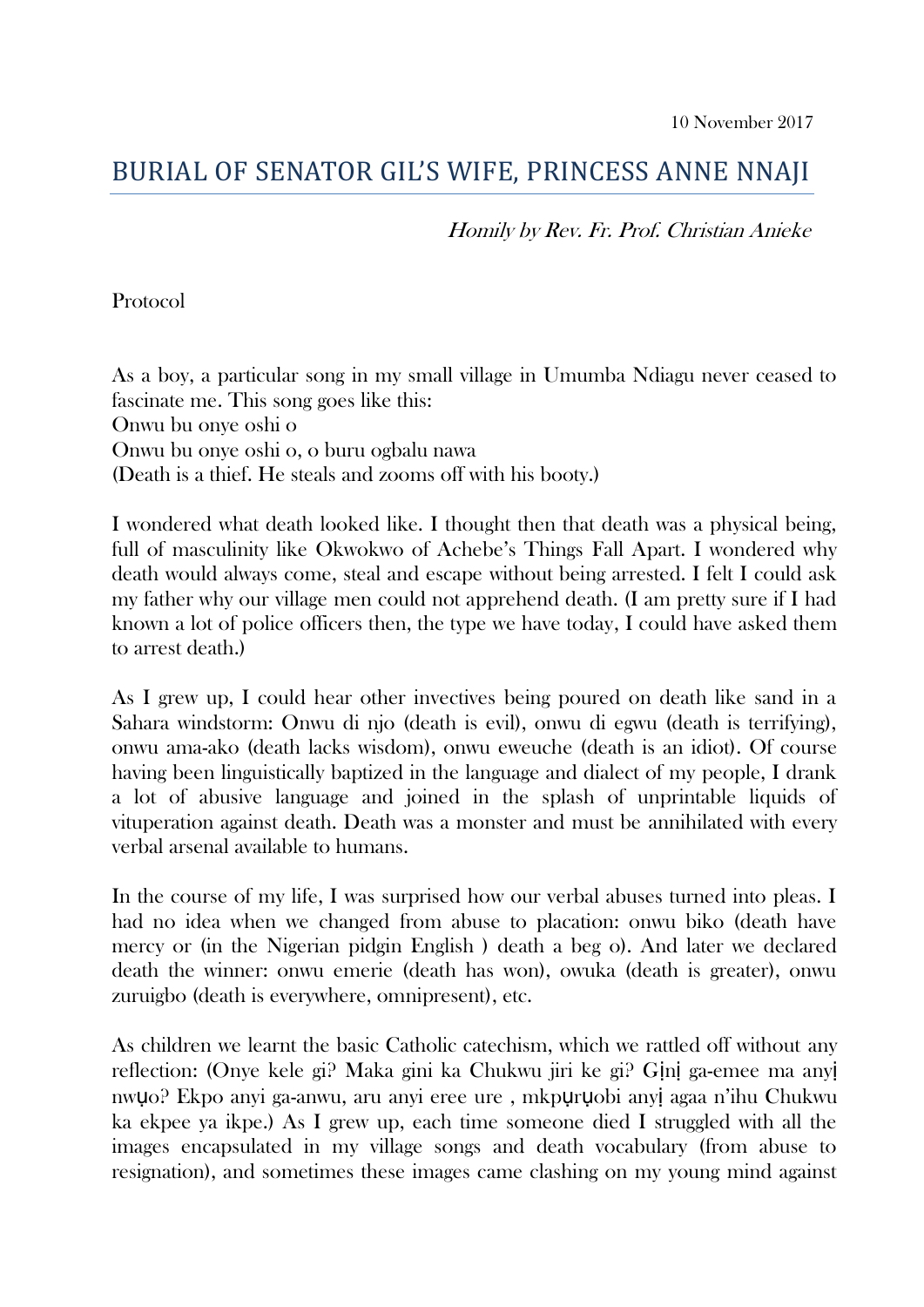10 November 2017

# BURIAL OF SENATOR GIL'S WIFE, PRINCESS ANNE NNAJI

*Homily by Rev. Fr. Prof. Christian Anieke*

Protocol

As a boy, a particular song in my small village in Umumba Ndiagu never ceased to fascinate me. This song goes like this:
Onwu bu onye oshi o
Onwu bu onye oshi o, o buru ogbalu nawa
(Death is a thief. He steals and zooms off with his booty.)

I wondered what death looked like. I thought then that death was a physical being, full of masculinity like Okwokwo of Achebe's Things Fall Apart. I wondered why death would always come, steal and escape without being arrested. I felt I could ask my father why our village men could not apprehend death. (I am pretty sure if I had known a lot of police officers then, the type we have today, I could have asked them to arrest death.)

As I grew up, I could hear other invectives being poured on death like sand in a Sahara windstorm: Onwu di njo (death is evil), onwu di egwu (death is terrifying), onwu ama-ako (death lacks wisdom), onwu eweuche (death is an idiot). Of course having been linguistically baptized in the language and dialect of my people, I drank a lot of abusive language and joined in the splash of unprintable liquids of vituperation against death. Death was a monster and must be annihilated with every verbal arsenal available to humans.

In the course of my life, I was surprised how our verbal abuses turned into pleas. I had no idea when we changed from abuse to placation: onwu biko (death have mercy or (in the Nigerian pidgin English ) death a beg o). And later we declared death the winner: onwu emerie (death has won), owuka (death is greater), onwu zuruigbo (death is everywhere, omnipresent), etc.

As children we learnt the basic Catholic catechism, which we rattled off without any reflection: (Onye kele gi? Maka gini ka Chukwu jiri ke gi? Gịnị ga-emee ma anyị nwụo? Ekpo anyi ga-anwu, aru anyi eree ure , mkpụrụobi anyị agaa n'ihu Chukwu ka ekpee ya ikpe.) As I grew up, each time someone died I struggled with all the images encapsulated in my village songs and death vocabulary (from abuse to resignation), and sometimes these images came clashing on my young mind against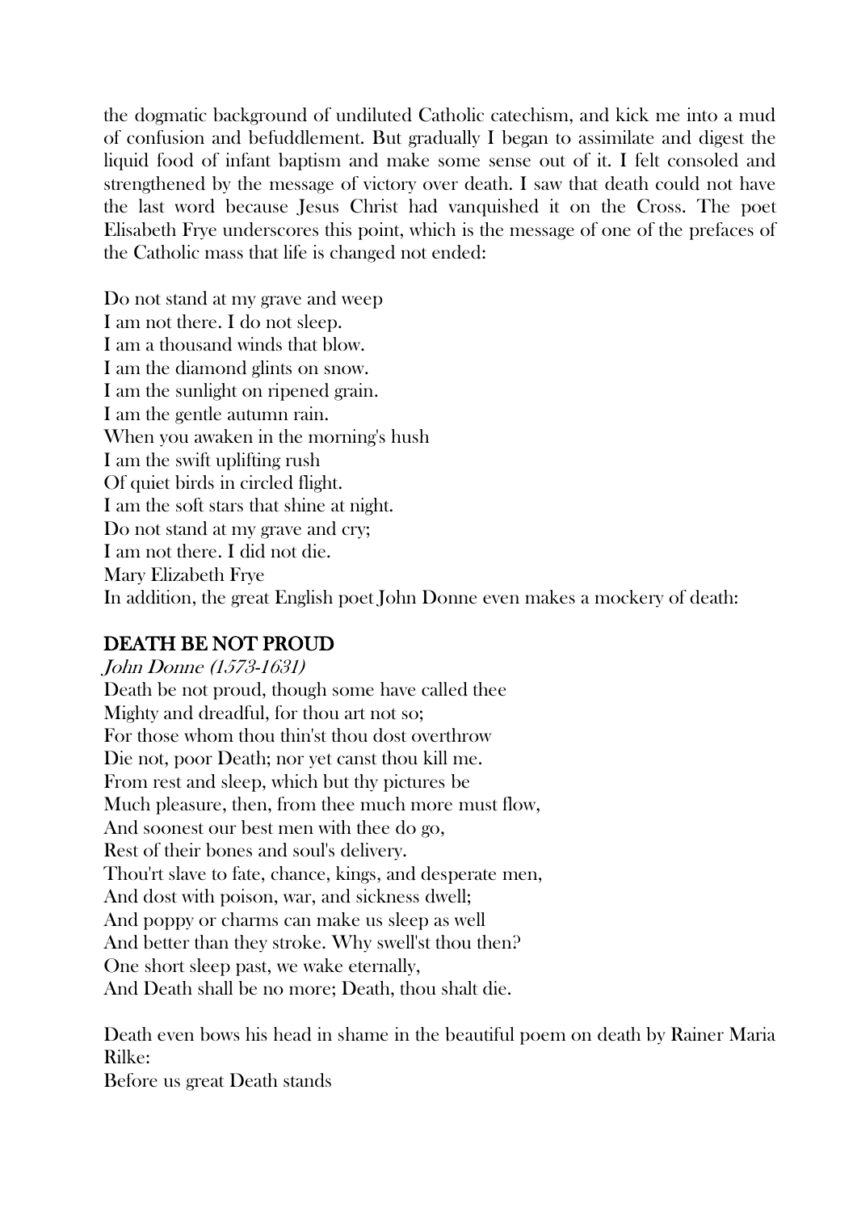the dogmatic background of undiluted Catholic catechism, and kick me into a mud of confusion and befuddlement. But gradually I began to assimilate and digest the liquid food of infant baptism and make some sense out of it. I felt consoled and strengthened by the message of victory over death. I saw that death could not have the last word because Jesus Christ had vanquished it on the Cross. The poet Elisabeth Frye underscores this point, which is the message of one of the prefaces of the Catholic mass that life is changed not ended:

Do not stand at my grave and weep  
I am not there. I do not sleep.  
I am a thousand winds that blow.  
I am the diamond glints on snow.  
I am the sunlight on ripened grain.  
I am the gentle autumn rain.  
When you awaken in the morning's hush  
I am the swift uplifting rush  
Of quiet birds in circled flight.  
I am the soft stars that shine at night.  
Do not stand at my grave and cry;  
I am not there. I did not die.  
Mary Elizabeth Frye  
In addition, the great English poet John Donne even makes a mockery of death:

## DEATH BE NOT PROUD

*John Donne (1573-1631)*  
Death be not proud, though some have called thee  
Mighty and dreadful, for thou art not so;  
For those whom thou thin'st thou dost overthrow  
Die not, poor Death; nor yet canst thou kill me.  
From rest and sleep, which but thy pictures be  
Much pleasure, then, from thee much more must flow,  
And soonest our best men with thee do go,  
Rest of their bones and soul's delivery.  
Thou'rt slave to fate, chance, kings, and desperate men,  
And dost with poison, war, and sickness dwell;  
And poppy or charms can make us sleep as well  
And better than they stroke. Why swell'st thou then?  
One short sleep past, we wake eternally,  
And Death shall be no more; Death, thou shalt die.

Death even bows his head in shame in the beautiful poem on death by Rainer Maria Rilke:  
Before us great Death stands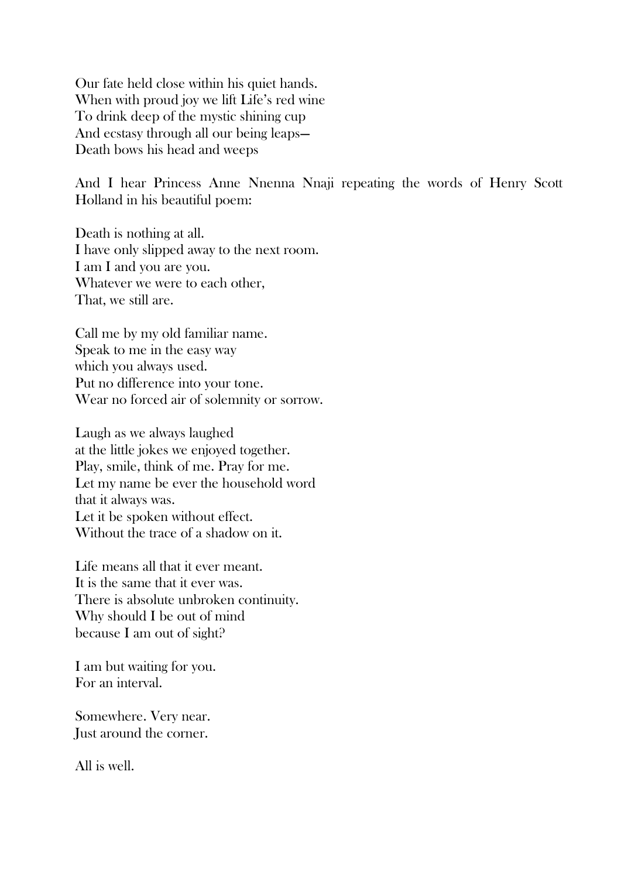Our fate held close within his quiet hands.
When with proud joy we lift Life's red wine
To drink deep of the mystic shining cup
And ecstasy through all our being leaps—
Death bows his head and weeps

And I hear Princess Anne Nnenna Nnaji repeating the words of Henry Scott Holland in his beautiful poem:

Death is nothing at all.
I have only slipped away to the next room.
I am I and you are you.
Whatever we were to each other,
That, we still are.

Call me by my old familiar name.
Speak to me in the easy way
which you always used.
Put no difference into your tone.
Wear no forced air of solemnity or sorrow.

Laugh as we always laughed
at the little jokes we enjoyed together.
Play, smile, think of me. Pray for me.
Let my name be ever the household word
that it always was.
Let it be spoken without effect.
Without the trace of a shadow on it.

Life means all that it ever meant.
It is the same that it ever was.
There is absolute unbroken continuity.
Why should I be out of mind
because I am out of sight?

I am but waiting for you.
For an interval.

Somewhere. Very near.
Just around the corner.

All is well.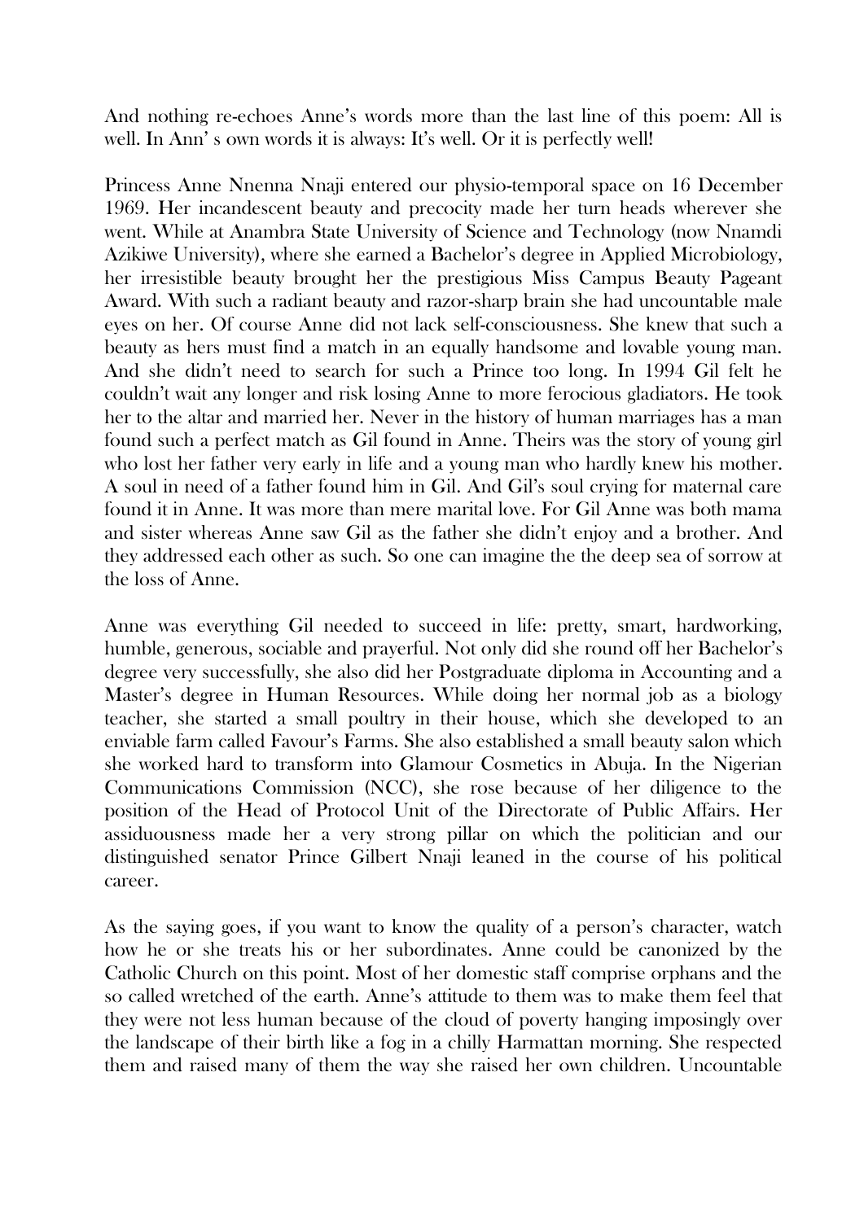And nothing re-echoes Anne's words more than the last line of this poem: All is well. In Ann' s own words it is always: It's well. Or it is perfectly well!

Princess Anne Nnenna Nnaji entered our physio-temporal space on 16 December 1969. Her incandescent beauty and precocity made her turn heads wherever she went. While at Anambra State University of Science and Technology (now Nnamdi Azikiwe University), where she earned a Bachelor's degree in Applied Microbiology, her irresistible beauty brought her the prestigious Miss Campus Beauty Pageant Award. With such a radiant beauty and razor-sharp brain she had uncountable male eyes on her. Of course Anne did not lack self-consciousness. She knew that such a beauty as hers must find a match in an equally handsome and lovable young man. And she didn't need to search for such a Prince too long. In 1994 Gil felt he couldn't wait any longer and risk losing Anne to more ferocious gladiators. He took her to the altar and married her. Never in the history of human marriages has a man found such a perfect match as Gil found in Anne. Theirs was the story of young girl who lost her father very early in life and a young man who hardly knew his mother. A soul in need of a father found him in Gil. And Gil's soul crying for maternal care found it in Anne. It was more than mere marital love. For Gil Anne was both mama and sister whereas Anne saw Gil as the father she didn't enjoy and a brother. And they addressed each other as such. So one can imagine the the deep sea of sorrow at the loss of Anne.

Anne was everything Gil needed to succeed in life: pretty, smart, hardworking, humble, generous, sociable and prayerful. Not only did she round off her Bachelor's degree very successfully, she also did her Postgraduate diploma in Accounting and a Master's degree in Human Resources. While doing her normal job as a biology teacher, she started a small poultry in their house, which she developed to an enviable farm called Favour's Farms. She also established a small beauty salon which she worked hard to transform into Glamour Cosmetics in Abuja. In the Nigerian Communications Commission (NCC), she rose because of her diligence to the position of the Head of Protocol Unit of the Directorate of Public Affairs. Her assiduousness made her a very strong pillar on which the politician and our distinguished senator Prince Gilbert Nnaji leaned in the course of his political career.

As the saying goes, if you want to know the quality of a person's character, watch how he or she treats his or her subordinates. Anne could be canonized by the Catholic Church on this point. Most of her domestic staff comprise orphans and the so called wretched of the earth. Anne's attitude to them was to make them feel that they were not less human because of the cloud of poverty hanging imposingly over the landscape of their birth like a fog in a chilly Harmattan morning. She respected them and raised many of them the way she raised her own children. Uncountable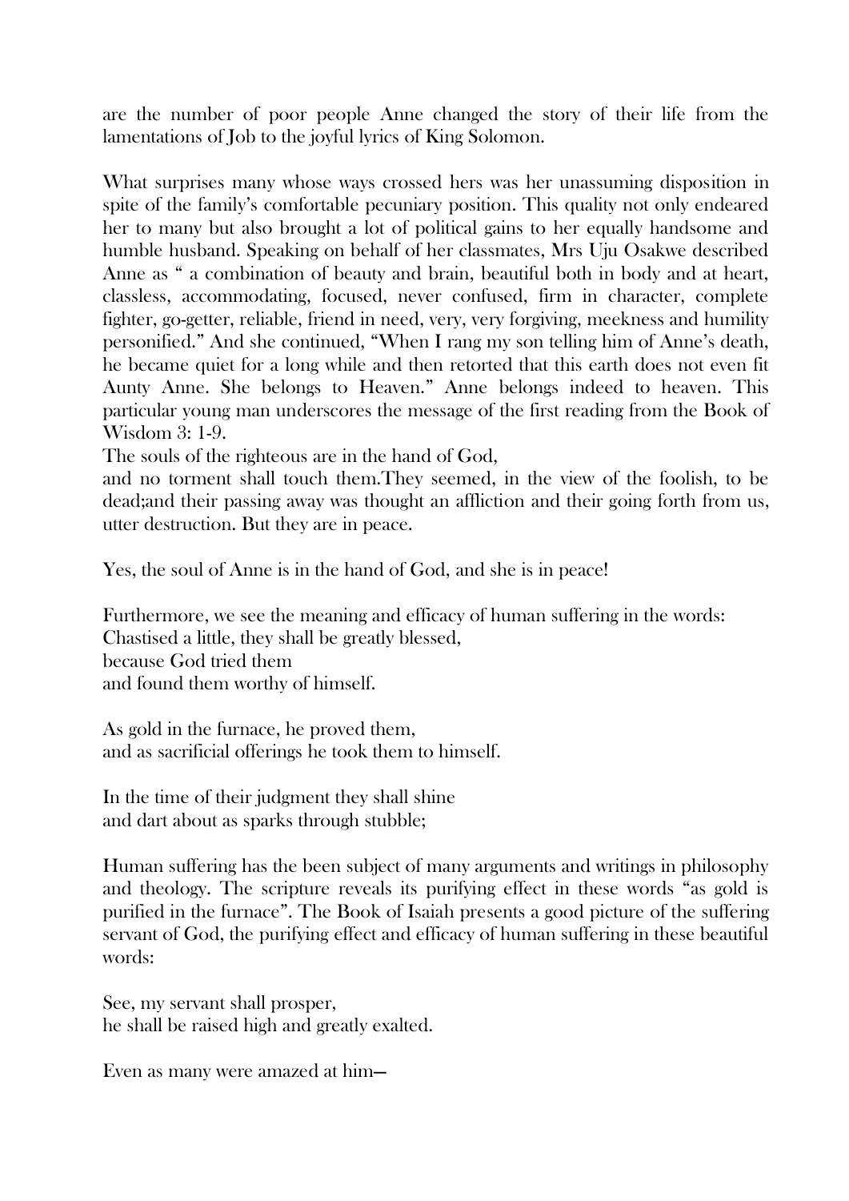are the number of poor people Anne changed the story of their life from the lamentations of Job to the joyful lyrics of King Solomon.

What surprises many whose ways crossed hers was her unassuming disposition in spite of the family's comfortable pecuniary position. This quality not only endeared her to many but also brought a lot of political gains to her equally handsome and humble husband. Speaking on behalf of her classmates, Mrs Uju Osakwe described Anne as " a combination of beauty and brain, beautiful both in body and at heart, classless, accommodating, focused, never confused, firm in character, complete fighter, go-getter, reliable, friend in need, very, very forgiving, meekness and humility personified." And she continued, "When I rang my son telling him of Anne's death, he became quiet for a long while and then retorted that this earth does not even fit Aunty Anne. She belongs to Heaven." Anne belongs indeed to heaven. This particular young man underscores the message of the first reading from the Book of Wisdom 3: 1-9.

The souls of the righteous are in the hand of God,
and no torment shall touch them.They seemed, in the view of the foolish, to be dead;and their passing away was thought an affliction and their going forth from us, utter destruction. But they are in peace.

Yes, the soul of Anne is in the hand of God, and she is in peace!

Furthermore, we see the meaning and efficacy of human suffering in the words:
Chastised a little, they shall be greatly blessed,
because God tried them
and found them worthy of himself.

As gold in the furnace, he proved them,
and as sacrificial offerings he took them to himself.

In the time of their judgment they shall shine
and dart about as sparks through stubble;

Human suffering has the been subject of many arguments and writings in philosophy and theology. The scripture reveals its purifying effect in these words "as gold is purified in the furnace". The Book of Isaiah presents a good picture of the suffering servant of God, the purifying effect and efficacy of human suffering in these beautiful words:

See, my servant shall prosper,
he shall be raised high and greatly exalted.

Even as many were amazed at him—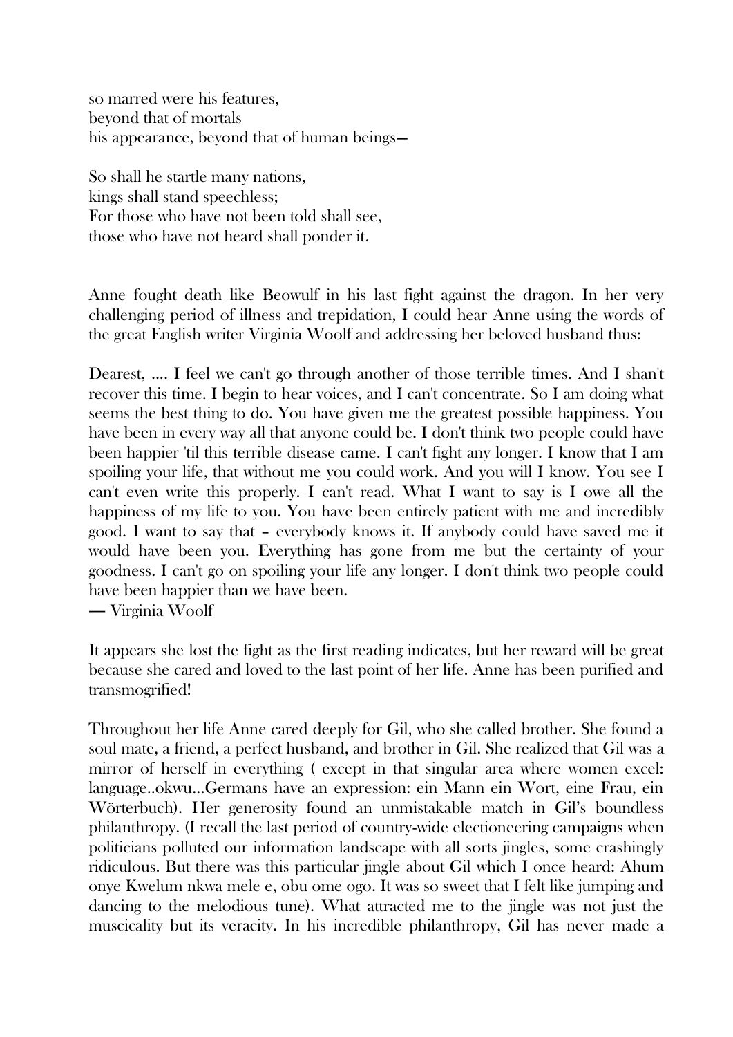so marred were his features,  
beyond that of mortals  
his appearance, beyond that of human beings—

So shall he startle many nations,  
kings shall stand speechless;  
For those who have not been told shall see,  
those who have not heard shall ponder it.

Anne fought death like Beowulf in his last fight against the dragon. In her very challenging period of illness and trepidation, I could hear Anne using the words of the great English writer Virginia Woolf and addressing her beloved husband thus:

Dearest, .... I feel we can't go through another of those terrible times. And I shan't recover this time. I begin to hear voices, and I can't concentrate. So I am doing what seems the best thing to do. You have given me the greatest possible happiness. You have been in every way all that anyone could be. I don't think two people could have been happier 'til this terrible disease came. I can't fight any longer. I know that I am spoiling your life, that without me you could work. And you will I know. You see I can't even write this properly. I can't read. What I want to say is I owe all the happiness of my life to you. You have been entirely patient with me and incredibly good. I want to say that – everybody knows it. If anybody could have saved me it would have been you. Everything has gone from me but the certainty of your goodness. I can't go on spoiling your life any longer. I don't think two people could have been happier than we have been.  
― Virginia Woolf

It appears she lost the fight as the first reading indicates, but her reward will be great because she cared and loved to the last point of her life. Anne has been purified and transmogrified!

Throughout her life Anne cared deeply for Gil, who she called brother. She found a soul mate, a friend, a perfect husband, and brother in Gil. She realized that Gil was a mirror of herself in everything ( except in that singular area where women excel: language..okwu...Germans have an expression: ein Mann ein Wort, eine Frau, ein Wörterbuch). Her generosity found an unmistakable match in Gil's boundless philanthropy. (I recall the last period of country-wide electioneering campaigns when politicians polluted our information landscape with all sorts jingles, some crashingly ridiculous. But there was this particular jingle about Gil which I once heard: Ahum onye Kwelum nkwa mele e, obu ome ogo. It was so sweet that I felt like jumping and dancing to the melodious tune). What attracted me to the jingle was not just the muscicality but its veracity. In his incredible philanthropy, Gil has never made a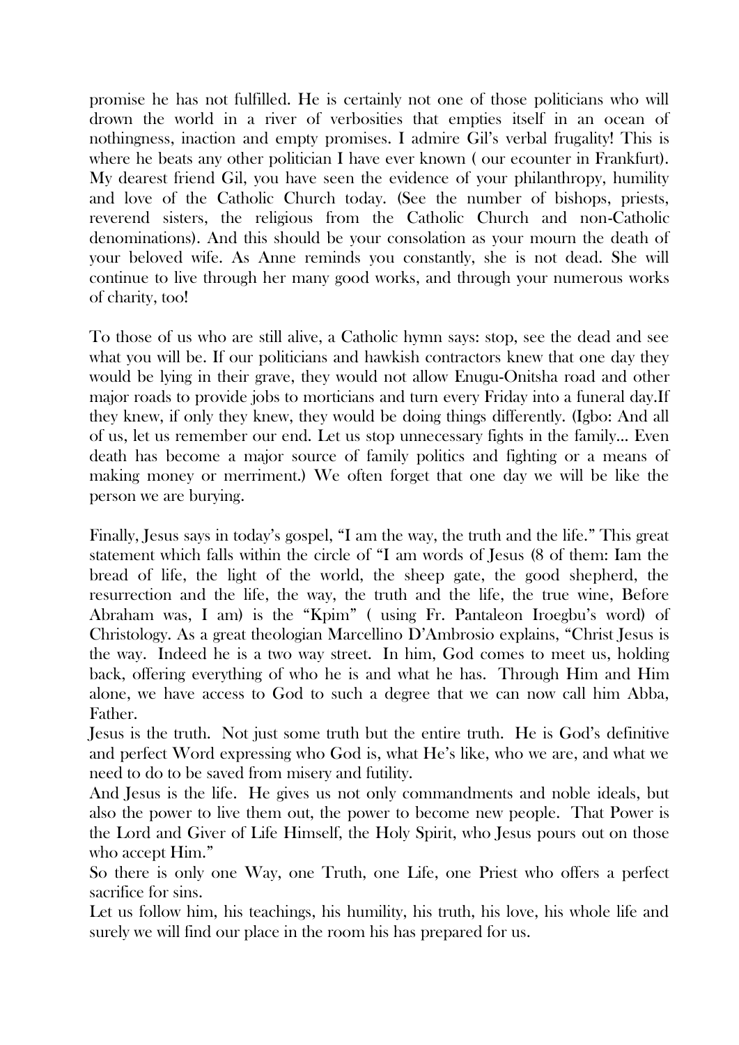promise he has not fulfilled. He is certainly not one of those politicians who will drown the world in a river of verbosities that empties itself in an ocean of nothingness, inaction and empty promises. I admire Gil's verbal frugality! This is where he beats any other politician I have ever known ( our ecounter in Frankfurt). My dearest friend Gil, you have seen the evidence of your philanthropy, humility and love of the Catholic Church today. (See the number of bishops, priests, reverend sisters, the religious from the Catholic Church and non-Catholic denominations). And this should be your consolation as your mourn the death of your beloved wife. As Anne reminds you constantly, she is not dead. She will continue to live through her many good works, and through your numerous works of charity, too!

To those of us who are still alive, a Catholic hymn says: stop, see the dead and see what you will be. If our politicians and hawkish contractors knew that one day they would be lying in their grave, they would not allow Enugu-Onitsha road and other major roads to provide jobs to morticians and turn every Friday into a funeral day.If they knew, if only they knew, they would be doing things differently. (Igbo: And all of us, let us remember our end. Let us stop unnecessary fights in the family... Even death has become a major source of family politics and fighting or a means of making money or merriment.) We often forget that one day we will be like the person we are burying.

Finally, Jesus says in today's gospel, "I am the way, the truth and the life." This great statement which falls within the circle of "I am words of Jesus (8 of them: Iam the bread of life, the light of the world, the sheep gate, the good shepherd, the resurrection and the life, the way, the truth and the life, the true wine, Before Abraham was, I am) is the "Kpim" ( using Fr. Pantaleon Iroegbu's word) of Christology. As a great theologian Marcellino D'Ambrosio explains, "Christ Jesus is the way. Indeed he is a two way street. In him, God comes to meet us, holding back, offering everything of who he is and what he has. Through Him and Him alone, we have access to God to such a degree that we can now call him Abba, Father.

Jesus is the truth. Not just some truth but the entire truth. He is God's definitive and perfect Word expressing who God is, what He's like, who we are, and what we need to do to be saved from misery and futility.

And Jesus is the life. He gives us not only commandments and noble ideals, but also the power to live them out, the power to become new people. That Power is the Lord and Giver of Life Himself, the Holy Spirit, who Jesus pours out on those who accept Him."

So there is only one Way, one Truth, one Life, one Priest who offers a perfect sacrifice for sins.

Let us follow him, his teachings, his humility, his truth, his love, his whole life and surely we will find our place in the room his has prepared for us.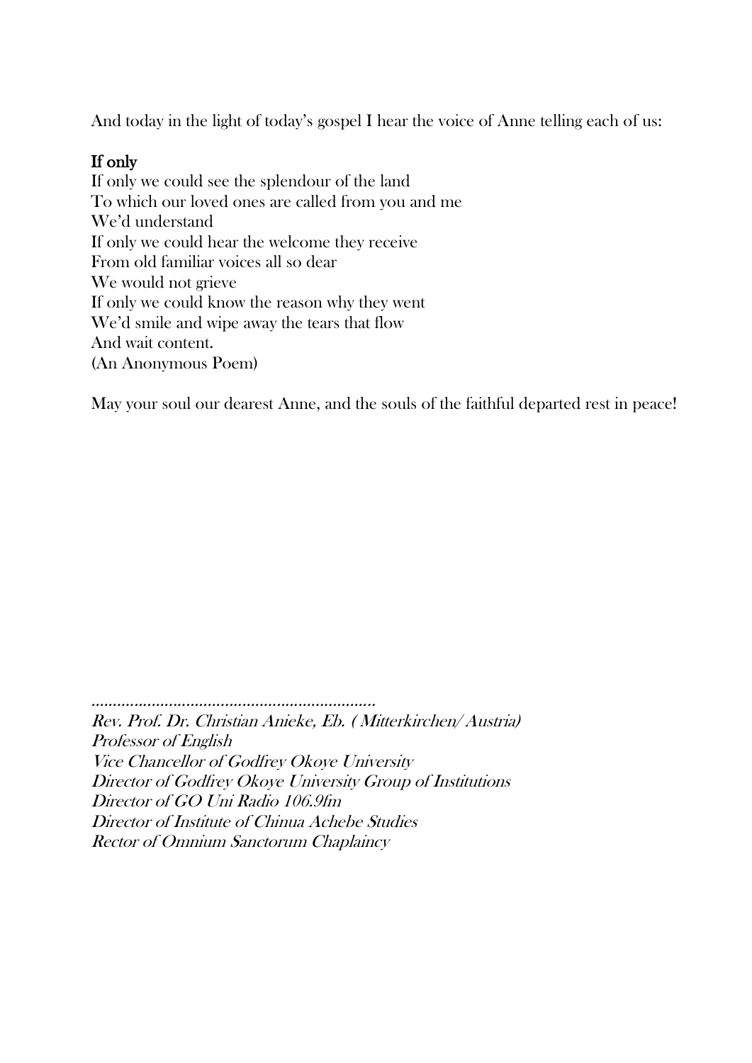And today in the light of today's gospel I hear the voice of Anne telling each of us:

**If only**

If only we could see the splendour of the land  
To which our loved ones are called from you and me  
We'd understand  
If only we could hear the welcome they receive  
From old familiar voices all so dear  
We would not grieve  
If only we could know the reason why they went  
We'd smile and wipe away the tears that flow  
And wait content.  
(An Anonymous Poem)

May your soul our dearest Anne, and the souls of the faithful departed rest in peace!

.....................................................................

*Rev. Prof. Dr. Christian Anieke, Eb. ( Mitterkirchen/ Austria)*  
*Professor of English*  
*Vice Chancellor of Godfrey Okoye University*  
*Director of Godfrey Okoye University Group of Institutions*  
*Director of GO Uni Radio 106.9fm*  
*Director of Institute of Chinua Achebe Studies*  
*Rector of Omnium Sanctorum Chaplaincy*